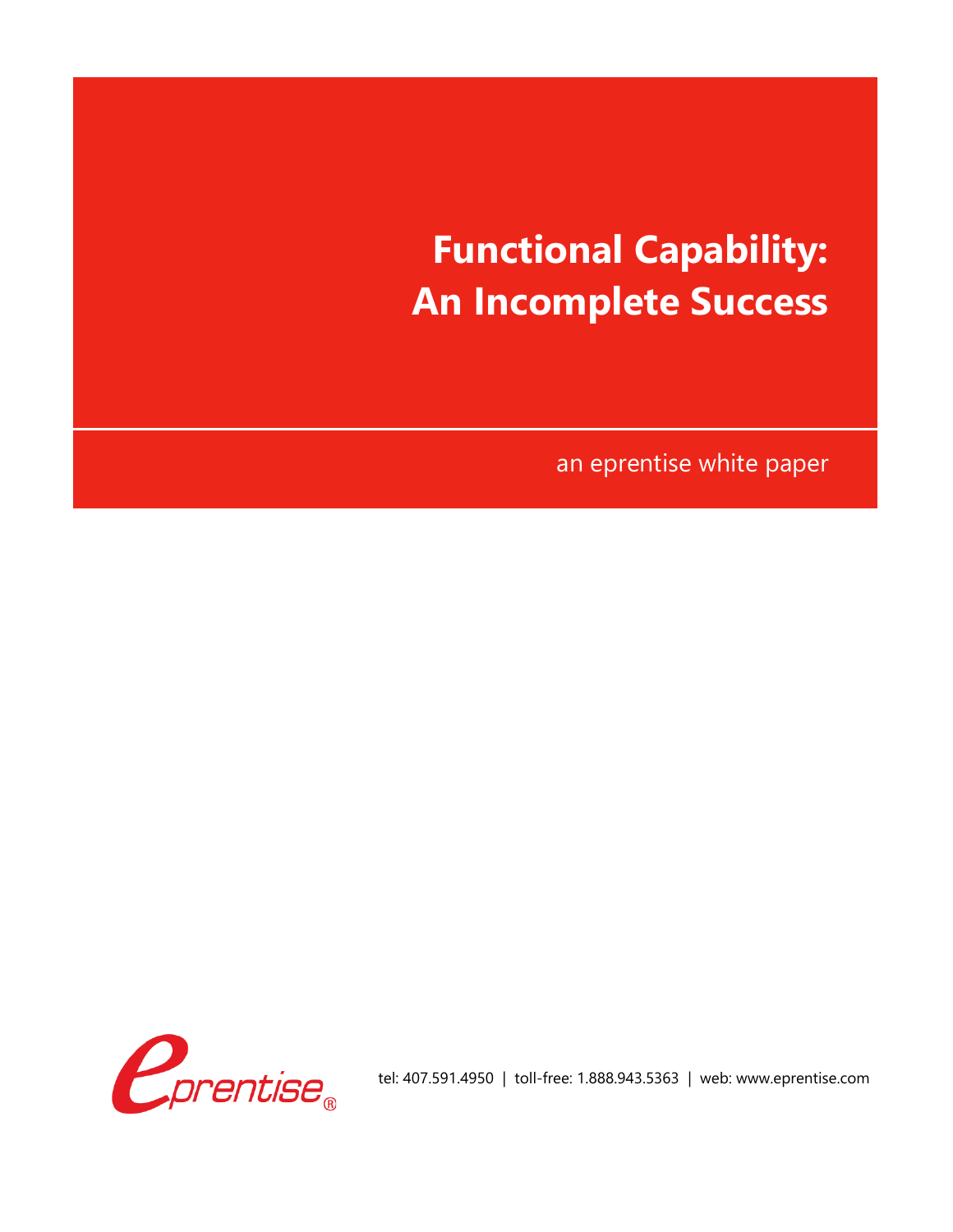# Functional Capability: An Incomplete Success

an eprentise white paper

tel: 407.591.4950 | toll-free: 1.888.943.5363 | web: www.eprentise.com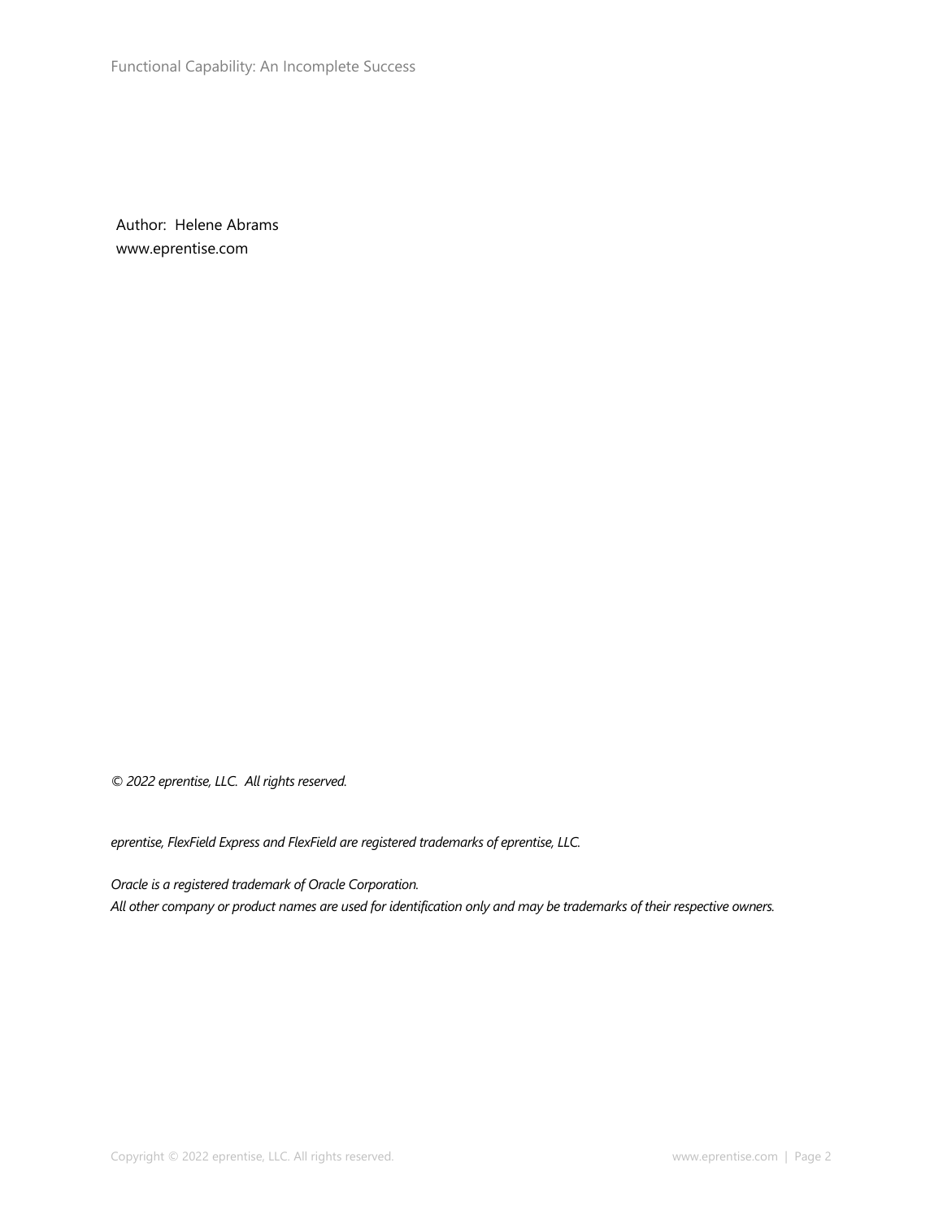Author: Helene Abrams
www.eprentise.com

*© 2022 eprentise, LLC. All rights reserved.*

*eprentise, FlexField Express and FlexField are registered trademarks of eprentise, LLC.*

*Oracle is a registered trademark of Oracle Corporation.*
*All other company or product names are used for identification only and may be trademarks of their respective owners.*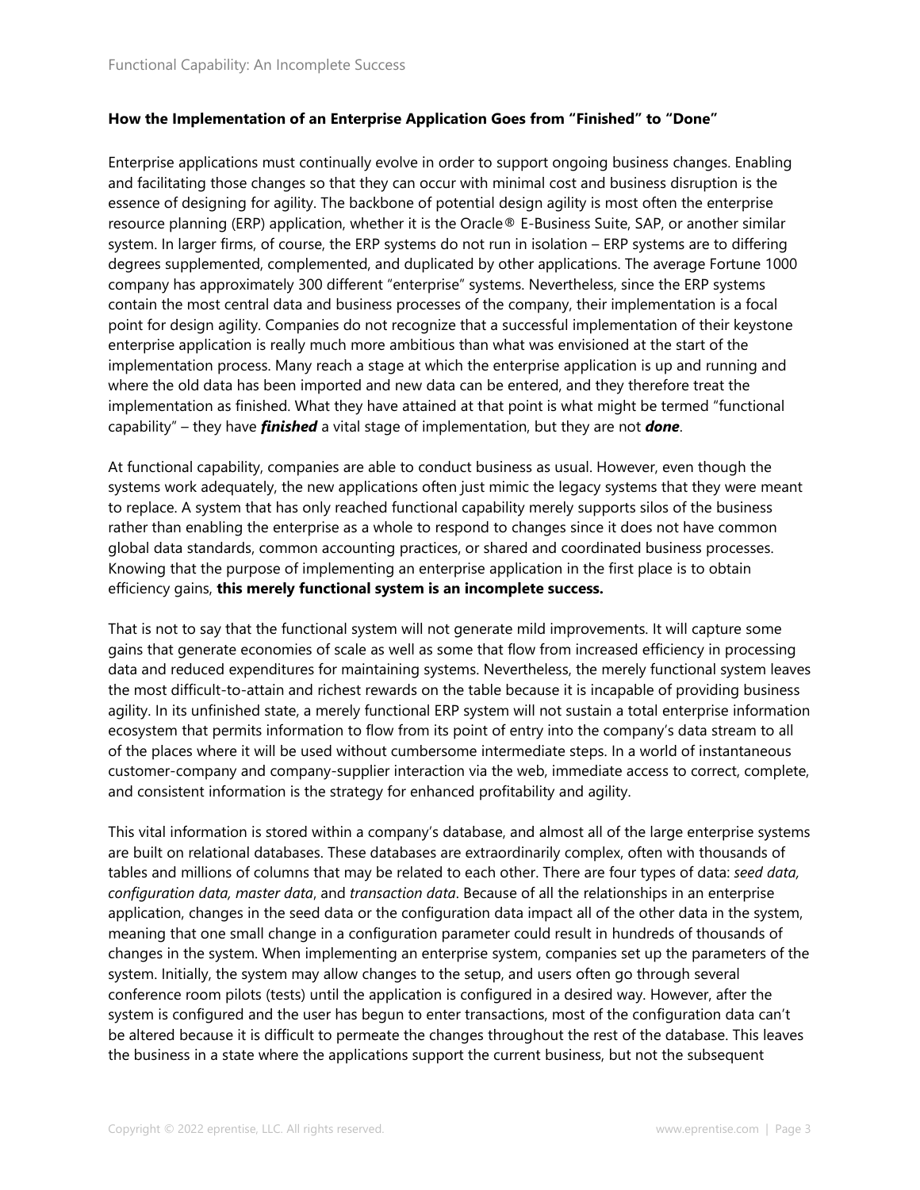**How the Implementation of an Enterprise Application Goes from "Finished" to "Done"**

Enterprise applications must continually evolve in order to support ongoing business changes. Enabling and facilitating those changes so that they can occur with minimal cost and business disruption is the essence of designing for agility. The backbone of potential design agility is most often the enterprise resource planning (ERP) application, whether it is the Oracle® E-Business Suite, SAP, or another similar system. In larger firms, of course, the ERP systems do not run in isolation – ERP systems are to differing degrees supplemented, complemented, and duplicated by other applications. The average Fortune 1000 company has approximately 300 different "enterprise" systems. Nevertheless, since the ERP systems contain the most central data and business processes of the company, their implementation is a focal point for design agility. Companies do not recognize that a successful implementation of their keystone enterprise application is really much more ambitious than what was envisioned at the start of the implementation process. Many reach a stage at which the enterprise application is up and running and where the old data has been imported and new data can be entered, and they therefore treat the implementation as finished. What they have attained at that point is what might be termed "functional capability" – they have ***finished*** a vital stage of implementation, but they are not ***done***.

At functional capability, companies are able to conduct business as usual. However, even though the systems work adequately, the new applications often just mimic the legacy systems that they were meant to replace. A system that has only reached functional capability merely supports silos of the business rather than enabling the enterprise as a whole to respond to changes since it does not have common global data standards, common accounting practices, or shared and coordinated business processes. Knowing that the purpose of implementing an enterprise application in the first place is to obtain efficiency gains, **this merely functional system is an incomplete success.**

That is not to say that the functional system will not generate mild improvements. It will capture some gains that generate economies of scale as well as some that flow from increased efficiency in processing data and reduced expenditures for maintaining systems. Nevertheless, the merely functional system leaves the most difficult-to-attain and richest rewards on the table because it is incapable of providing business agility. In its unfinished state, a merely functional ERP system will not sustain a total enterprise information ecosystem that permits information to flow from its point of entry into the company's data stream to all of the places where it will be used without cumbersome intermediate steps. In a world of instantaneous customer-company and company-supplier interaction via the web, immediate access to correct, complete, and consistent information is the strategy for enhanced profitability and agility.

This vital information is stored within a company's database, and almost all of the large enterprise systems are built on relational databases. These databases are extraordinarily complex, often with thousands of tables and millions of columns that may be related to each other. There are four types of data: *seed data, configuration data, master data*, and *transaction data*. Because of all the relationships in an enterprise application, changes in the seed data or the configuration data impact all of the other data in the system, meaning that one small change in a configuration parameter could result in hundreds of thousands of changes in the system. When implementing an enterprise system, companies set up the parameters of the system. Initially, the system may allow changes to the setup, and users often go through several conference room pilots (tests) until the application is configured in a desired way. However, after the system is configured and the user has begun to enter transactions, most of the configuration data can't be altered because it is difficult to permeate the changes throughout the rest of the database. This leaves the business in a state where the applications support the current business, but not the subsequent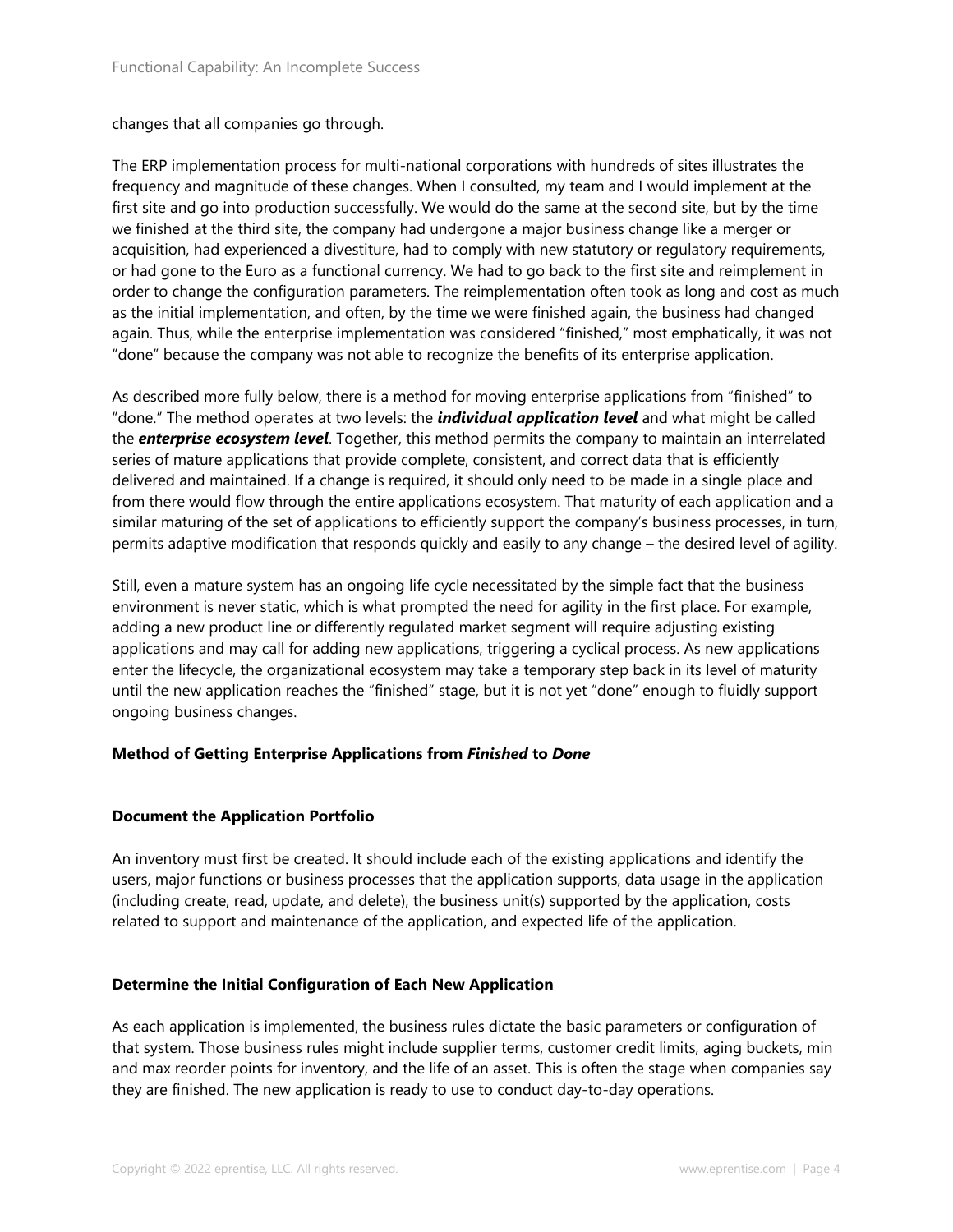changes that all companies go through.

The ERP implementation process for multi-national corporations with hundreds of sites illustrates the frequency and magnitude of these changes. When I consulted, my team and I would implement at the first site and go into production successfully. We would do the same at the second site, but by the time we finished at the third site, the company had undergone a major business change like a merger or acquisition, had experienced a divestiture, had to comply with new statutory or regulatory requirements, or had gone to the Euro as a functional currency. We had to go back to the first site and reimplement in order to change the configuration parameters. The reimplementation often took as long and cost as much as the initial implementation, and often, by the time we were finished again, the business had changed again. Thus, while the enterprise implementation was considered "finished," most emphatically, it was not "done" because the company was not able to recognize the benefits of its enterprise application.

As described more fully below, there is a method for moving enterprise applications from "finished" to "done." The method operates at two levels: the ***individual application level*** and what might be called the ***enterprise ecosystem level***. Together, this method permits the company to maintain an interrelated series of mature applications that provide complete, consistent, and correct data that is efficiently delivered and maintained. If a change is required, it should only need to be made in a single place and from there would flow through the entire applications ecosystem. That maturity of each application and a similar maturing of the set of applications to efficiently support the company's business processes, in turn, permits adaptive modification that responds quickly and easily to any change – the desired level of agility.

Still, even a mature system has an ongoing life cycle necessitated by the simple fact that the business environment is never static, which is what prompted the need for agility in the first place. For example, adding a new product line or differently regulated market segment will require adjusting existing applications and may call for adding new applications, triggering a cyclical process. As new applications enter the lifecycle, the organizational ecosystem may take a temporary step back in its level of maturity until the new application reaches the "finished" stage, but it is not yet "done" enough to fluidly support ongoing business changes.

## Method of Getting Enterprise Applications from *Finished* to *Done*

### Document the Application Portfolio

An inventory must first be created. It should include each of the existing applications and identify the users, major functions or business processes that the application supports, data usage in the application (including create, read, update, and delete), the business unit(s) supported by the application, costs related to support and maintenance of the application, and expected life of the application.

### Determine the Initial Configuration of Each New Application

As each application is implemented, the business rules dictate the basic parameters or configuration of that system. Those business rules might include supplier terms, customer credit limits, aging buckets, min and max reorder points for inventory, and the life of an asset. This is often the stage when companies say they are finished. The new application is ready to use to conduct day-to-day operations.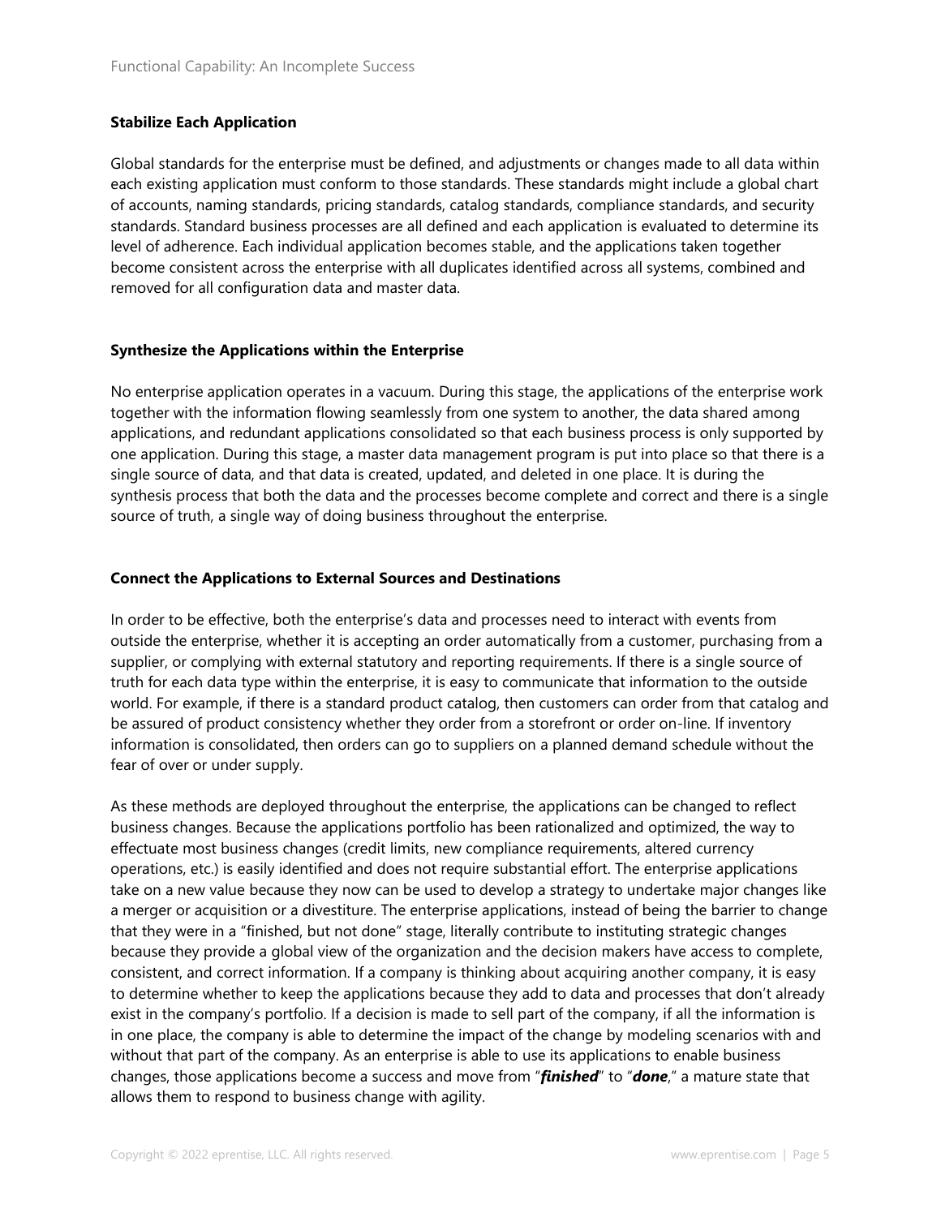### Stabilize Each Application

Global standards for the enterprise must be defined, and adjustments or changes made to all data within each existing application must conform to those standards. These standards might include a global chart of accounts, naming standards, pricing standards, catalog standards, compliance standards, and security standards. Standard business processes are all defined and each application is evaluated to determine its level of adherence. Each individual application becomes stable, and the applications taken together become consistent across the enterprise with all duplicates identified across all systems, combined and removed for all configuration data and master data.

### Synthesize the Applications within the Enterprise

No enterprise application operates in a vacuum. During this stage, the applications of the enterprise work together with the information flowing seamlessly from one system to another, the data shared among applications, and redundant applications consolidated so that each business process is only supported by one application. During this stage, a master data management program is put into place so that there is a single source of data, and that data is created, updated, and deleted in one place. It is during the synthesis process that both the data and the processes become complete and correct and there is a single source of truth, a single way of doing business throughout the enterprise.

### Connect the Applications to External Sources and Destinations

In order to be effective, both the enterprise's data and processes need to interact with events from outside the enterprise, whether it is accepting an order automatically from a customer, purchasing from a supplier, or complying with external statutory and reporting requirements. If there is a single source of truth for each data type within the enterprise, it is easy to communicate that information to the outside world. For example, if there is a standard product catalog, then customers can order from that catalog and be assured of product consistency whether they order from a storefront or order on-line. If inventory information is consolidated, then orders can go to suppliers on a planned demand schedule without the fear of over or under supply.

As these methods are deployed throughout the enterprise, the applications can be changed to reflect business changes. Because the applications portfolio has been rationalized and optimized, the way to effectuate most business changes (credit limits, new compliance requirements, altered currency operations, etc.) is easily identified and does not require substantial effort. The enterprise applications take on a new value because they now can be used to develop a strategy to undertake major changes like a merger or acquisition or a divestiture. The enterprise applications, instead of being the barrier to change that they were in a "finished, but not done" stage, literally contribute to instituting strategic changes because they provide a global view of the organization and the decision makers have access to complete, consistent, and correct information. If a company is thinking about acquiring another company, it is easy to determine whether to keep the applications because they add to data and processes that don't already exist in the company's portfolio. If a decision is made to sell part of the company, if all the information is in one place, the company is able to determine the impact of the change by modeling scenarios with and without that part of the company. As an enterprise is able to use its applications to enable business changes, those applications become a success and move from "***finished***" to "***done***," a mature state that allows them to respond to business change with agility.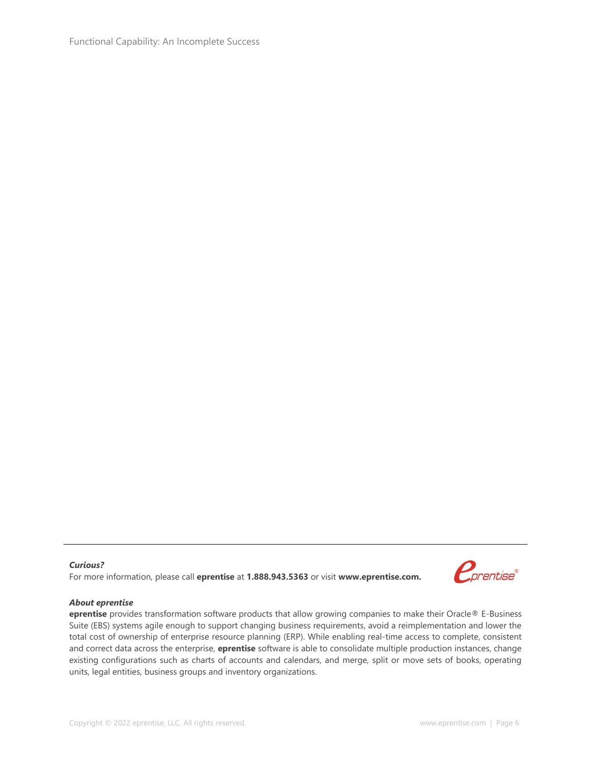***Curious?***

For more information, please call **eprentise** at **1.888.943.5363** or visit **www.eprentise.com.**

***About eprentise***

**eprentise** provides transformation software products that allow growing companies to make their Oracle® E-Business Suite (EBS) systems agile enough to support changing business requirements, avoid a reimplementation and lower the total cost of ownership of enterprise resource planning (ERP). While enabling real-time access to complete, consistent and correct data across the enterprise, **eprentise** software is able to consolidate multiple production instances, change existing configurations such as charts of accounts and calendars, and merge, split or move sets of books, operating units, legal entities, business groups and inventory organizations.

Copyright © 2022 eprentise, LLC. All rights reserved.